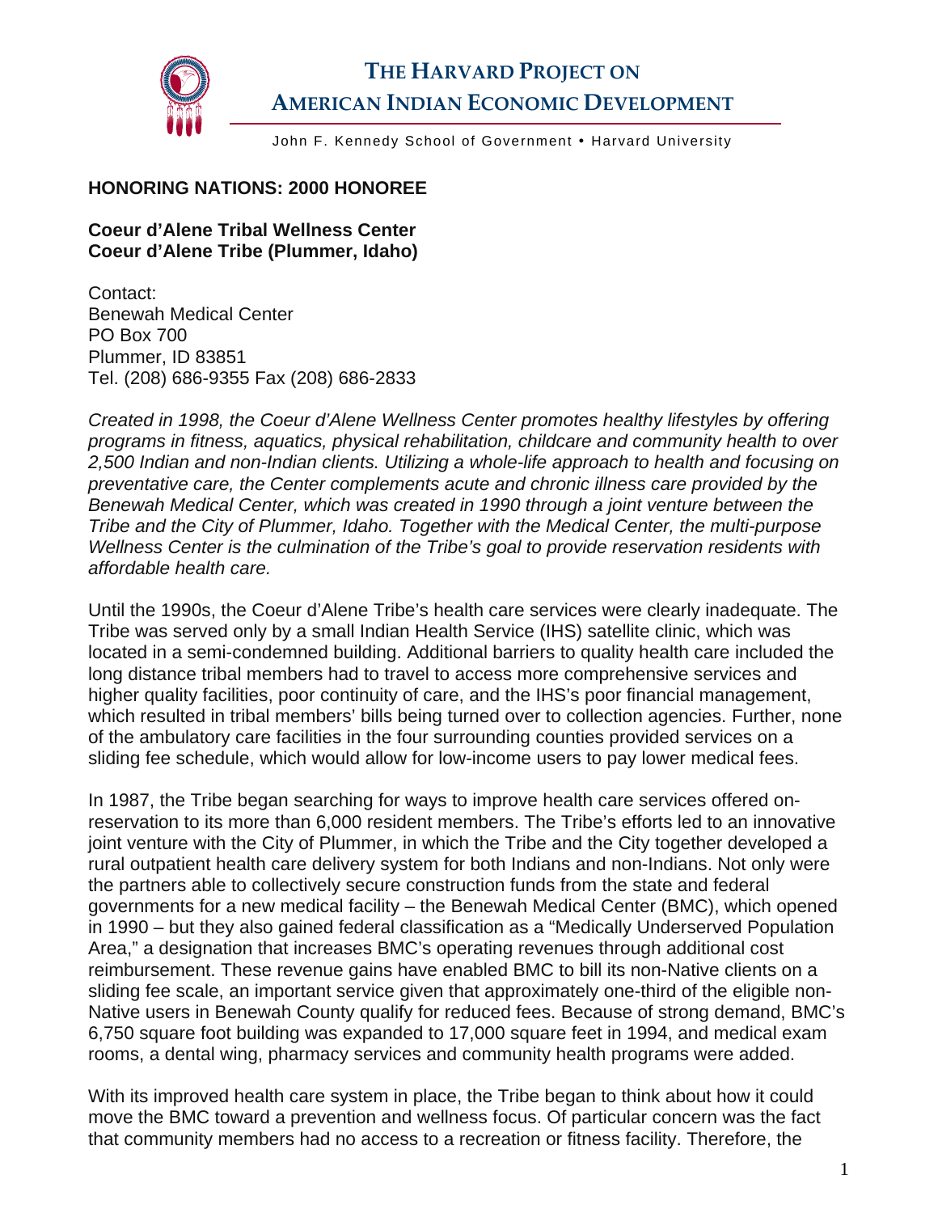**THE HARVARD PROJECT ON AMERICAN INDIAN ECONOMIC DEVELOPMENT**

John F. Kennedy School of Government • Harvard University

## HONORING NATIONS: 2000 HONOREE

**Coeur d'Alene Tribal Wellness Center**
**Coeur d'Alene Tribe (Plummer, Idaho)**

Contact:
Benewah Medical Center
PO Box 700
Plummer, ID 83851
Tel. (208) 686-9355 Fax (208) 686-2833

*Created in 1998, the Coeur d'Alene Wellness Center promotes healthy lifestyles by offering programs in fitness, aquatics, physical rehabilitation, childcare and community health to over 2,500 Indian and non-Indian clients. Utilizing a whole-life approach to health and focusing on preventative care, the Center complements acute and chronic illness care provided by the Benewah Medical Center, which was created in 1990 through a joint venture between the Tribe and the City of Plummer, Idaho. Together with the Medical Center, the multi-purpose Wellness Center is the culmination of the Tribe's goal to provide reservation residents with affordable health care.*

Until the 1990s, the Coeur d'Alene Tribe's health care services were clearly inadequate. The Tribe was served only by a small Indian Health Service (IHS) satellite clinic, which was located in a semi-condemned building. Additional barriers to quality health care included the long distance tribal members had to travel to access more comprehensive services and higher quality facilities, poor continuity of care, and the IHS's poor financial management, which resulted in tribal members' bills being turned over to collection agencies. Further, none of the ambulatory care facilities in the four surrounding counties provided services on a sliding fee schedule, which would allow for low-income users to pay lower medical fees.

In 1987, the Tribe began searching for ways to improve health care services offered on-reservation to its more than 6,000 resident members. The Tribe's efforts led to an innovative joint venture with the City of Plummer, in which the Tribe and the City together developed a rural outpatient health care delivery system for both Indians and non-Indians. Not only were the partners able to collectively secure construction funds from the state and federal governments for a new medical facility – the Benewah Medical Center (BMC), which opened in 1990 – but they also gained federal classification as a "Medically Underserved Population Area," a designation that increases BMC's operating revenues through additional cost reimbursement. These revenue gains have enabled BMC to bill its non-Native clients on a sliding fee scale, an important service given that approximately one-third of the eligible non-Native users in Benewah County qualify for reduced fees. Because of strong demand, BMC's 6,750 square foot building was expanded to 17,000 square feet in 1994, and medical exam rooms, a dental wing, pharmacy services and community health programs were added.

With its improved health care system in place, the Tribe began to think about how it could move the BMC toward a prevention and wellness focus. Of particular concern was the fact that community members had no access to a recreation or fitness facility. Therefore, the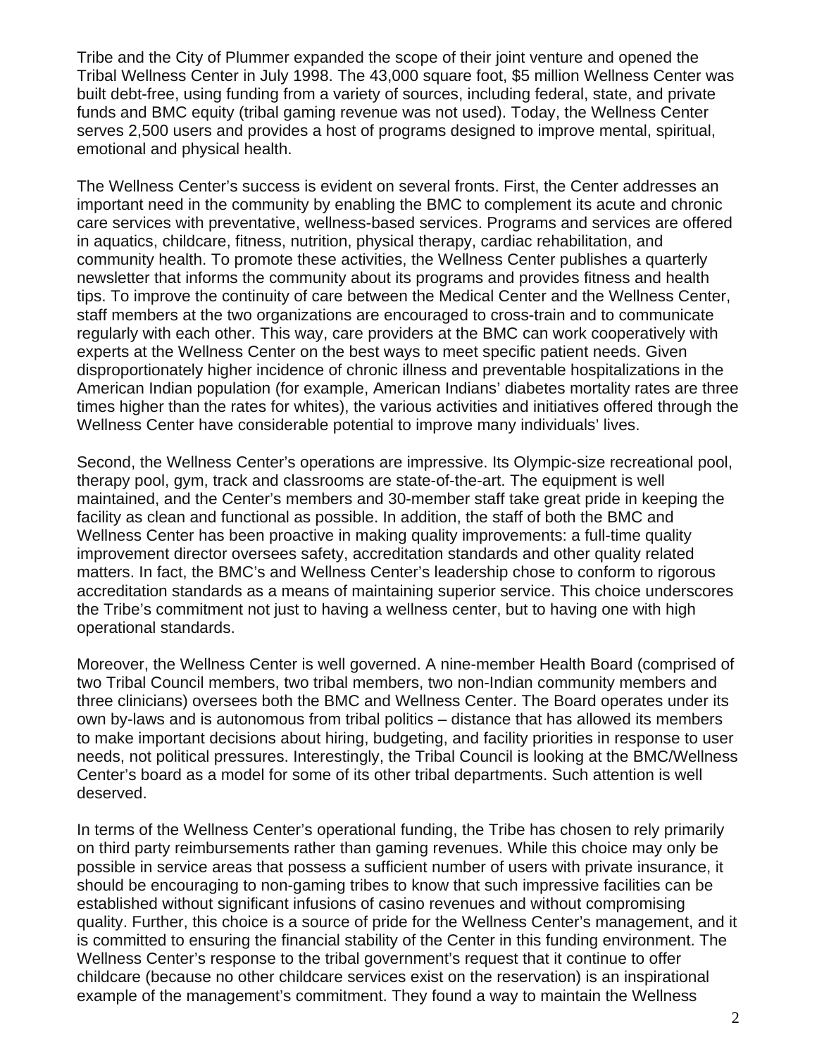Tribe and the City of Plummer expanded the scope of their joint venture and opened the Tribal Wellness Center in July 1998. The 43,000 square foot, $5 million Wellness Center was built debt-free, using funding from a variety of sources, including federal, state, and private funds and BMC equity (tribal gaming revenue was not used). Today, the Wellness Center serves 2,500 users and provides a host of programs designed to improve mental, spiritual, emotional and physical health.

The Wellness Center's success is evident on several fronts. First, the Center addresses an important need in the community by enabling the BMC to complement its acute and chronic care services with preventative, wellness-based services. Programs and services are offered in aquatics, childcare, fitness, nutrition, physical therapy, cardiac rehabilitation, and community health. To promote these activities, the Wellness Center publishes a quarterly newsletter that informs the community about its programs and provides fitness and health tips. To improve the continuity of care between the Medical Center and the Wellness Center, staff members at the two organizations are encouraged to cross-train and to communicate regularly with each other. This way, care providers at the BMC can work cooperatively with experts at the Wellness Center on the best ways to meet specific patient needs. Given disproportionately higher incidence of chronic illness and preventable hospitalizations in the American Indian population (for example, American Indians' diabetes mortality rates are three times higher than the rates for whites), the various activities and initiatives offered through the Wellness Center have considerable potential to improve many individuals' lives.

Second, the Wellness Center's operations are impressive. Its Olympic-size recreational pool, therapy pool, gym, track and classrooms are state-of-the-art. The equipment is well maintained, and the Center's members and 30-member staff take great pride in keeping the facility as clean and functional as possible. In addition, the staff of both the BMC and Wellness Center has been proactive in making quality improvements: a full-time quality improvement director oversees safety, accreditation standards and other quality related matters. In fact, the BMC's and Wellness Center's leadership chose to conform to rigorous accreditation standards as a means of maintaining superior service. This choice underscores the Tribe's commitment not just to having a wellness center, but to having one with high operational standards.

Moreover, the Wellness Center is well governed. A nine-member Health Board (comprised of two Tribal Council members, two tribal members, two non-Indian community members and three clinicians) oversees both the BMC and Wellness Center. The Board operates under its own by-laws and is autonomous from tribal politics – distance that has allowed its members to make important decisions about hiring, budgeting, and facility priorities in response to user needs, not political pressures. Interestingly, the Tribal Council is looking at the BMC/Wellness Center's board as a model for some of its other tribal departments. Such attention is well deserved.

In terms of the Wellness Center's operational funding, the Tribe has chosen to rely primarily on third party reimbursements rather than gaming revenues. While this choice may only be possible in service areas that possess a sufficient number of users with private insurance, it should be encouraging to non-gaming tribes to know that such impressive facilities can be established without significant infusions of casino revenues and without compromising quality. Further, this choice is a source of pride for the Wellness Center's management, and it is committed to ensuring the financial stability of the Center in this funding environment. The Wellness Center's response to the tribal government's request that it continue to offer childcare (because no other childcare services exist on the reservation) is an inspirational example of the management's commitment. They found a way to maintain the Wellness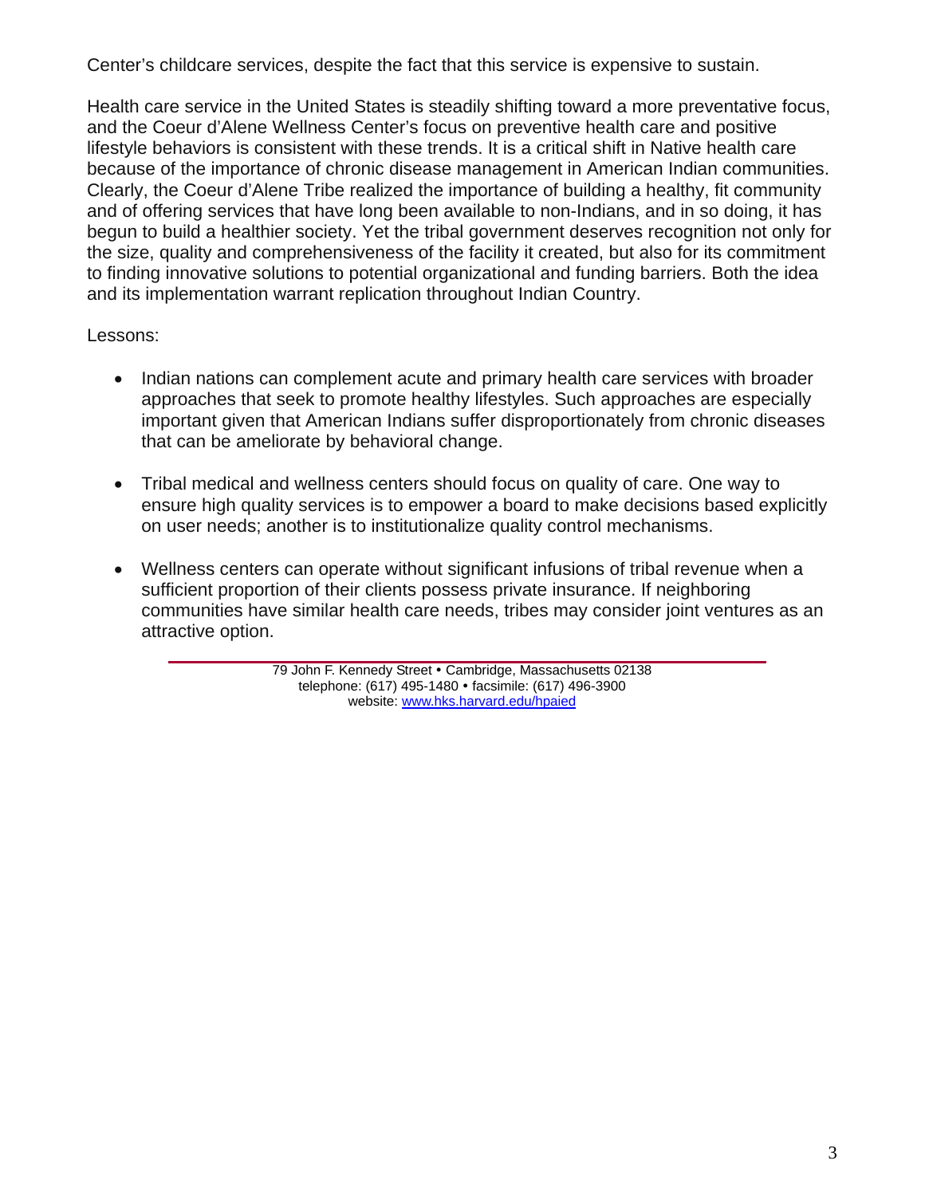Center's childcare services, despite the fact that this service is expensive to sustain.

Health care service in the United States is steadily shifting toward a more preventative focus, and the Coeur d'Alene Wellness Center's focus on preventive health care and positive lifestyle behaviors is consistent with these trends. It is a critical shift in Native health care because of the importance of chronic disease management in American Indian communities. Clearly, the Coeur d'Alene Tribe realized the importance of building a healthy, fit community and of offering services that have long been available to non-Indians, and in so doing, it has begun to build a healthier society. Yet the tribal government deserves recognition not only for the size, quality and comprehensiveness of the facility it created, but also for its commitment to finding innovative solutions to potential organizational and funding barriers. Both the idea and its implementation warrant replication throughout Indian Country.

Lessons:

- Indian nations can complement acute and primary health care services with broader approaches that seek to promote healthy lifestyles. Such approaches are especially important given that American Indians suffer disproportionately from chronic diseases that can be ameliorate by behavioral change.

- Tribal medical and wellness centers should focus on quality of care. One way to ensure high quality services is to empower a board to make decisions based explicitly on user needs; another is to institutionalize quality control mechanisms.

- Wellness centers can operate without significant infusions of tribal revenue when a sufficient proportion of their clients possess private insurance. If neighboring communities have similar health care needs, tribes may consider joint ventures as an attractive option.

79 John F. Kennedy Street • Cambridge, Massachusetts 02138
telephone: (617) 495-1480 • facsimile: (617) 496-3900
website: [www.hks.harvard.edu/hpaied](http://www.hks.harvard.edu/hpaied)